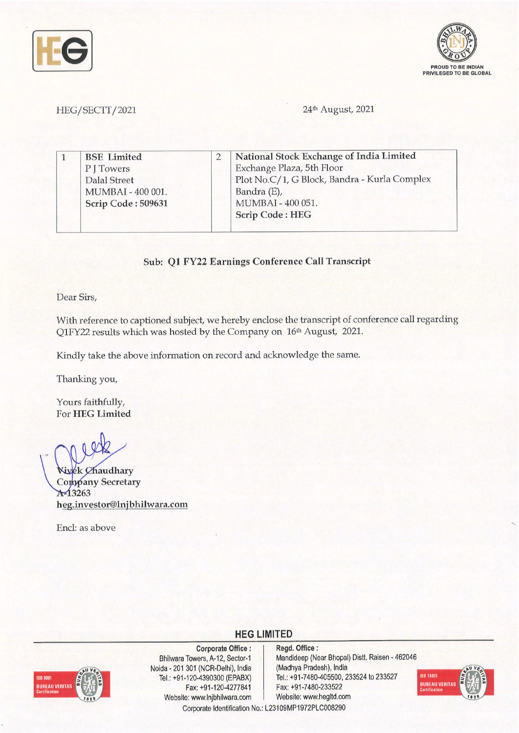HEG/SECTT/2021

24th August, 2021

| 1 | **BSE Limited**<br>P J Towers<br>Dalal Street<br>MUMBAI - 400 001.<br>**Scrip Code : 509631** | 2 | **National Stock Exchange of India Limited**<br>Exchange Plaza, 5th Floor<br>Plot No.C/1, G Block, Bandra - Kurla Complex<br>Bandra (E),<br>MUMBAI - 400 051.<br>**Scrip Code : HEG** |
|---|---|---|---|

**Sub: Q1 FY22 Earnings Conference Call Transcript**

Dear Sirs,

With reference to captioned subject, we hereby enclose the transcript of conference call regarding Q1FY22 results which was hosted by the Company on 16th August, 2021.

Kindly take the above information on record and acknowledge the same.

Thanking you,

Yours faithfully,
For **HEG Limited**

Vivek Chaudhary
Company Secretary
A-13263
heg.investor@lnjbhilwara.com

Encl: as above

**HEG LIMITED**

**Corporate Office :**
Bhilwara Towers, A-12, Sector-1
Noida - 201 301 (NCR-Delhi), India
Tel.: +91-120-4390300 (EPABX)
Fax: +91-120-4277841
Website: www.lnjbhilwara.com

**Regd. Office :**
Mandideep (Near Bhopal) Distt. Raisen - 462046
(Madhya Pradesh), India
Tel.: +91-7480-405500, 233524 to 233527
Fax: +91-7480-233522
Website: www.hegltd.com

Corporate Identification No.: L23109MP1972PLC008290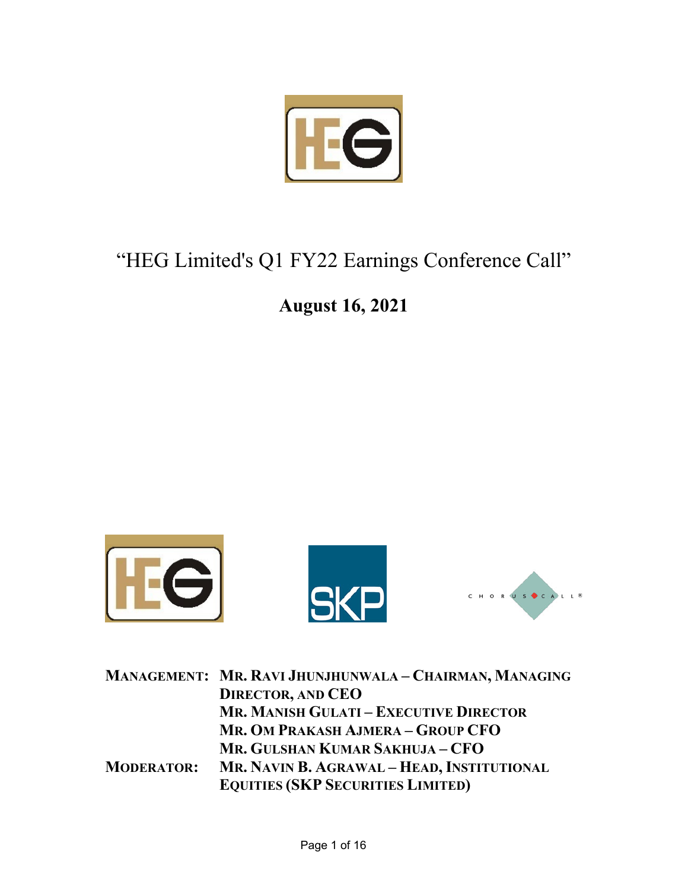# "HEG Limited's Q1 FY22 Earnings Conference Call"

## August 16, 2021

| | |
|---|---|
| **MANAGEMENT:** | **MR. RAVI JHUNJHUNWALA – CHAIRMAN, MANAGING DIRECTOR, AND CEO** |
| | **MR. MANISH GULATI – EXECUTIVE DIRECTOR** |
| | **MR. OM PRAKASH AJMERA – GROUP CFO** |
| | **MR. GULSHAN KUMAR SAKHUJA – CFO** |
| **MODERATOR:** | **MR. NAVIN B. AGRAWAL – HEAD, INSTITUTIONAL EQUITIES (SKP SECURITIES LIMITED)** |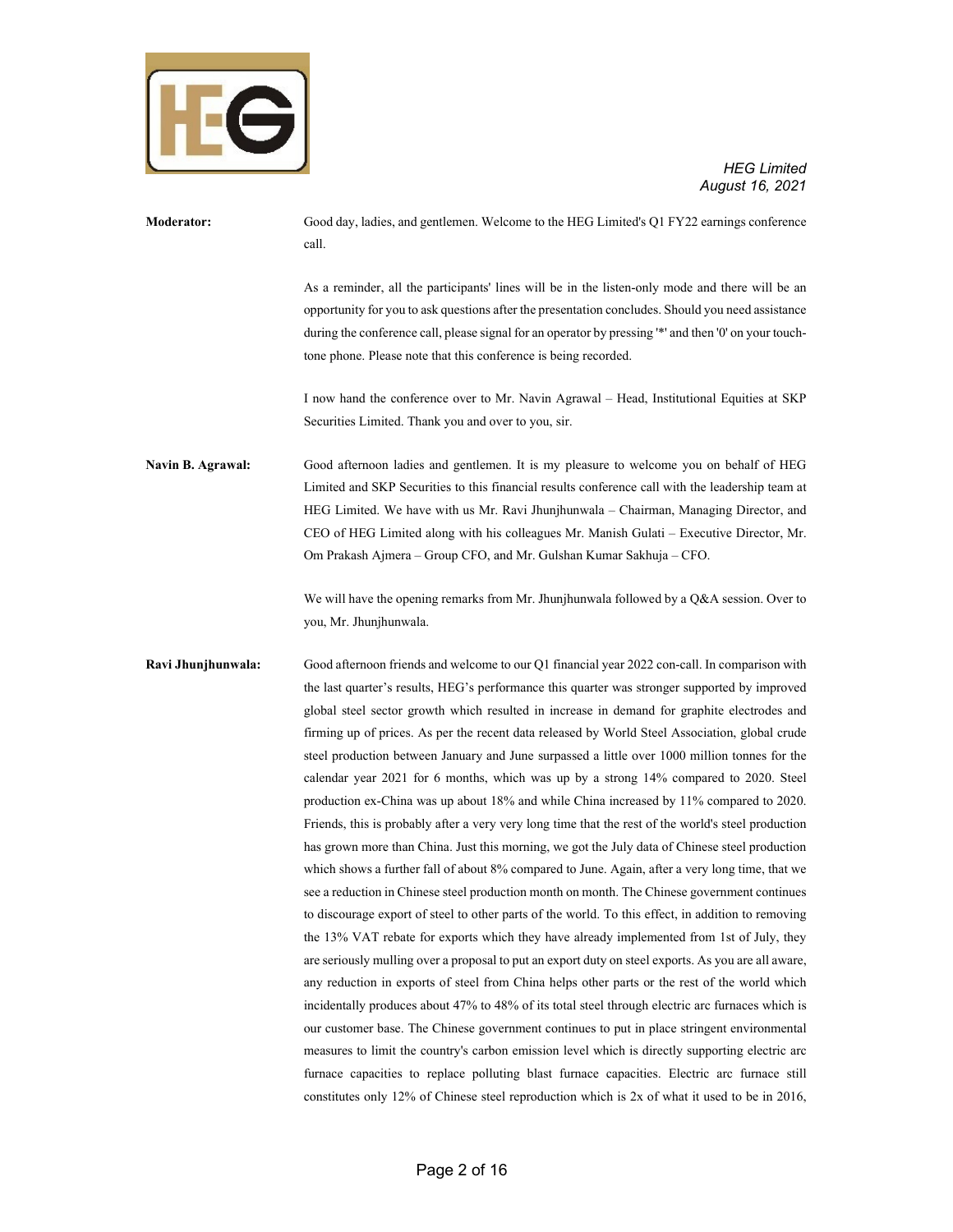**Moderator:** Good day, ladies, and gentlemen. Welcome to the HEG Limited's Q1 FY22 earnings conference call.

As a reminder, all the participants' lines will be in the listen-only mode and there will be an opportunity for you to ask questions after the presentation concludes. Should you need assistance during the conference call, please signal for an operator by pressing '*' and then '0' on your touch-tone phone. Please note that this conference is being recorded.

I now hand the conference over to Mr. Navin Agrawal – Head, Institutional Equities at SKP Securities Limited. Thank you and over to you, sir.

**Navin B. Agrawal:** Good afternoon ladies and gentlemen. It is my pleasure to welcome you on behalf of HEG Limited and SKP Securities to this financial results conference call with the leadership team at HEG Limited. We have with us Mr. Ravi Jhunjhunwala – Chairman, Managing Director, and CEO of HEG Limited along with his colleagues Mr. Manish Gulati – Executive Director, Mr. Om Prakash Ajmera – Group CFO, and Mr. Gulshan Kumar Sakhuja – CFO.

We will have the opening remarks from Mr. Jhunjhunwala followed by a Q&A session. Over to you, Mr. Jhunjhunwala.

**Ravi Jhunjhunwala:** Good afternoon friends and welcome to our Q1 financial year 2022 con-call. In comparison with the last quarter's results, HEG's performance this quarter was stronger supported by improved global steel sector growth which resulted in increase in demand for graphite electrodes and firming up of prices. As per the recent data released by World Steel Association, global crude steel production between January and June surpassed a little over 1000 million tonnes for the calendar year 2021 for 6 months, which was up by a strong 14% compared to 2020. Steel production ex-China was up about 18% and while China increased by 11% compared to 2020. Friends, this is probably after a very very long time that the rest of the world's steel production has grown more than China. Just this morning, we got the July data of Chinese steel production which shows a further fall of about 8% compared to June. Again, after a very long time, that we see a reduction in Chinese steel production month on month. The Chinese government continues to discourage export of steel to other parts of the world. To this effect, in addition to removing the 13% VAT rebate for exports which they have already implemented from 1st of July, they are seriously mulling over a proposal to put an export duty on steel exports. As you are all aware, any reduction in exports of steel from China helps other parts or the rest of the world which incidentally produces about 47% to 48% of its total steel through electric arc furnaces which is our customer base. The Chinese government continues to put in place stringent environmental measures to limit the country's carbon emission level which is directly supporting electric arc furnace capacities to replace polluting blast furnace capacities. Electric arc furnace still constitutes only 12% of Chinese steel reproduction which is 2x of what it used to be in 2016,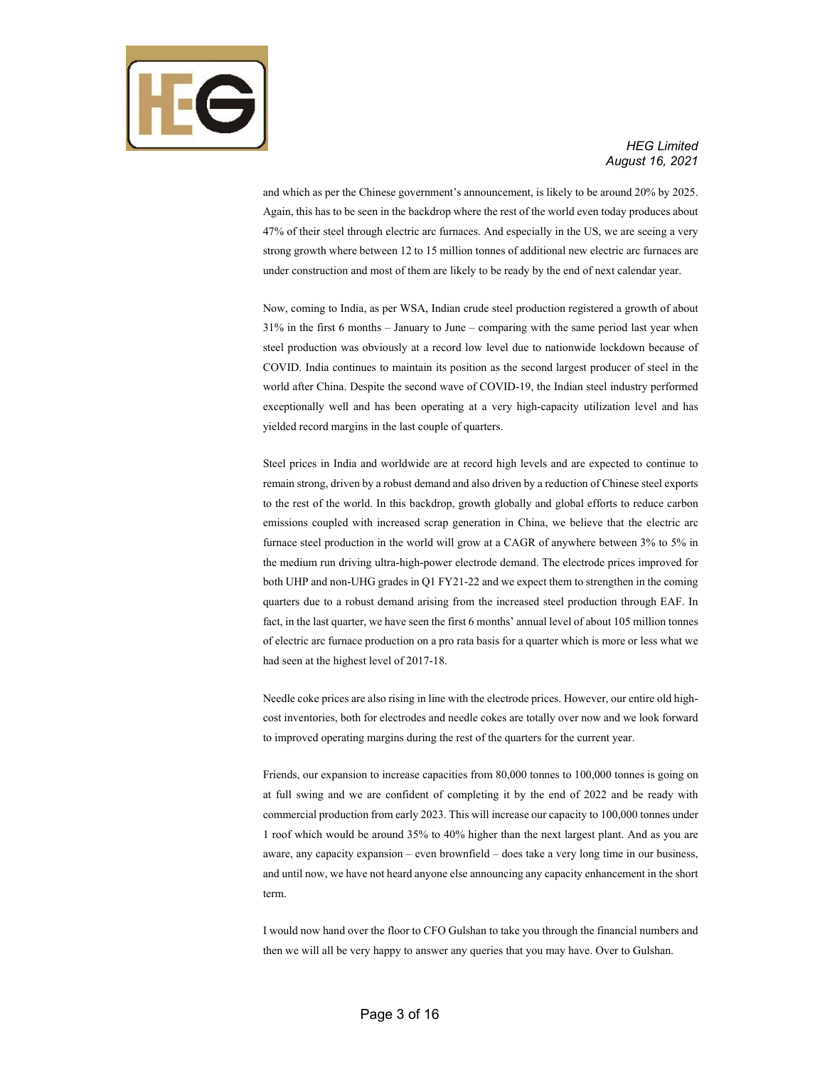and which as per the Chinese government's announcement, is likely to be around 20% by 2025. Again, this has to be seen in the backdrop where the rest of the world even today produces about 47% of their steel through electric arc furnaces. And especially in the US, we are seeing a very strong growth where between 12 to 15 million tonnes of additional new electric arc furnaces are under construction and most of them are likely to be ready by the end of next calendar year.

Now, coming to India, as per WSA, Indian crude steel production registered a growth of about 31% in the first 6 months – January to June – comparing with the same period last year when steel production was obviously at a record low level due to nationwide lockdown because of COVID. India continues to maintain its position as the second largest producer of steel in the world after China. Despite the second wave of COVID-19, the Indian steel industry performed exceptionally well and has been operating at a very high-capacity utilization level and has yielded record margins in the last couple of quarters.

Steel prices in India and worldwide are at record high levels and are expected to continue to remain strong, driven by a robust demand and also driven by a reduction of Chinese steel exports to the rest of the world. In this backdrop, growth globally and global efforts to reduce carbon emissions coupled with increased scrap generation in China, we believe that the electric arc furnace steel production in the world will grow at a CAGR of anywhere between 3% to 5% in the medium run driving ultra-high-power electrode demand. The electrode prices improved for both UHP and non-UHG grades in Q1 FY21-22 and we expect them to strengthen in the coming quarters due to a robust demand arising from the increased steel production through EAF. In fact, in the last quarter, we have seen the first 6 months' annual level of about 105 million tonnes of electric arc furnace production on a pro rata basis for a quarter which is more or less what we had seen at the highest level of 2017-18.

Needle coke prices are also rising in line with the electrode prices. However, our entire old high-cost inventories, both for electrodes and needle cokes are totally over now and we look forward to improved operating margins during the rest of the quarters for the current year.

Friends, our expansion to increase capacities from 80,000 tonnes to 100,000 tonnes is going on at full swing and we are confident of completing it by the end of 2022 and be ready with commercial production from early 2023. This will increase our capacity to 100,000 tonnes under 1 roof which would be around 35% to 40% higher than the next largest plant. And as you are aware, any capacity expansion – even brownfield – does take a very long time in our business, and until now, we have not heard anyone else announcing any capacity enhancement in the short term.

I would now hand over the floor to CFO Gulshan to take you through the financial numbers and then we will all be very happy to answer any queries that you may have. Over to Gulshan.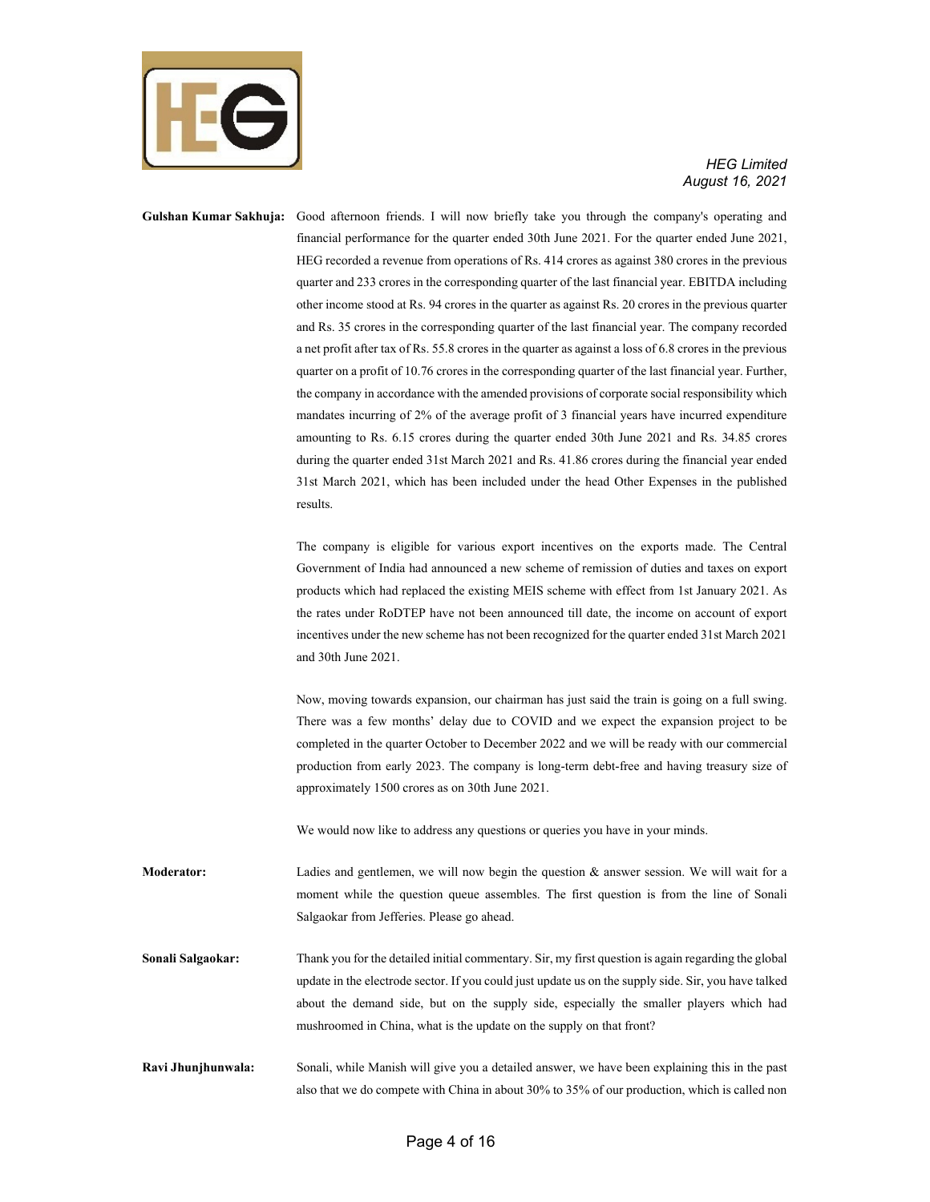**Gulshan Kumar Sakhuja:** Good afternoon friends. I will now briefly take you through the company's operating and financial performance for the quarter ended 30th June 2021. For the quarter ended June 2021, HEG recorded a revenue from operations of Rs. 414 crores as against 380 crores in the previous quarter and 233 crores in the corresponding quarter of the last financial year. EBITDA including other income stood at Rs. 94 crores in the quarter as against Rs. 20 crores in the previous quarter and Rs. 35 crores in the corresponding quarter of the last financial year. The company recorded a net profit after tax of Rs. 55.8 crores in the quarter as against a loss of 6.8 crores in the previous quarter on a profit of 10.76 crores in the corresponding quarter of the last financial year. Further, the company in accordance with the amended provisions of corporate social responsibility which mandates incurring of 2% of the average profit of 3 financial years have incurred expenditure amounting to Rs. 6.15 crores during the quarter ended 30th June 2021 and Rs. 34.85 crores during the quarter ended 31st March 2021 and Rs. 41.86 crores during the financial year ended 31st March 2021, which has been included under the head Other Expenses in the published results.

The company is eligible for various export incentives on the exports made. The Central Government of India had announced a new scheme of remission of duties and taxes on export products which had replaced the existing MEIS scheme with effect from 1st January 2021. As the rates under RoDTEP have not been announced till date, the income on account of export incentives under the new scheme has not been recognized for the quarter ended 31st March 2021 and 30th June 2021.

Now, moving towards expansion, our chairman has just said the train is going on a full swing. There was a few months' delay due to COVID and we expect the expansion project to be completed in the quarter October to December 2022 and we will be ready with our commercial production from early 2023. The company is long-term debt-free and having treasury size of approximately 1500 crores as on 30th June 2021.

We would now like to address any questions or queries you have in your minds.

**Moderator:** Ladies and gentlemen, we will now begin the question & answer session. We will wait for a moment while the question queue assembles. The first question is from the line of Sonali Salgaokar from Jefferies. Please go ahead.

**Sonali Salgaokar:** Thank you for the detailed initial commentary. Sir, my first question is again regarding the global update in the electrode sector. If you could just update us on the supply side. Sir, you have talked about the demand side, but on the supply side, especially the smaller players which had mushroomed in China, what is the update on the supply on that front?

**Ravi Jhunjhunwala:** Sonali, while Manish will give you a detailed answer, we have been explaining this in the past also that we do compete with China in about 30% to 35% of our production, which is called non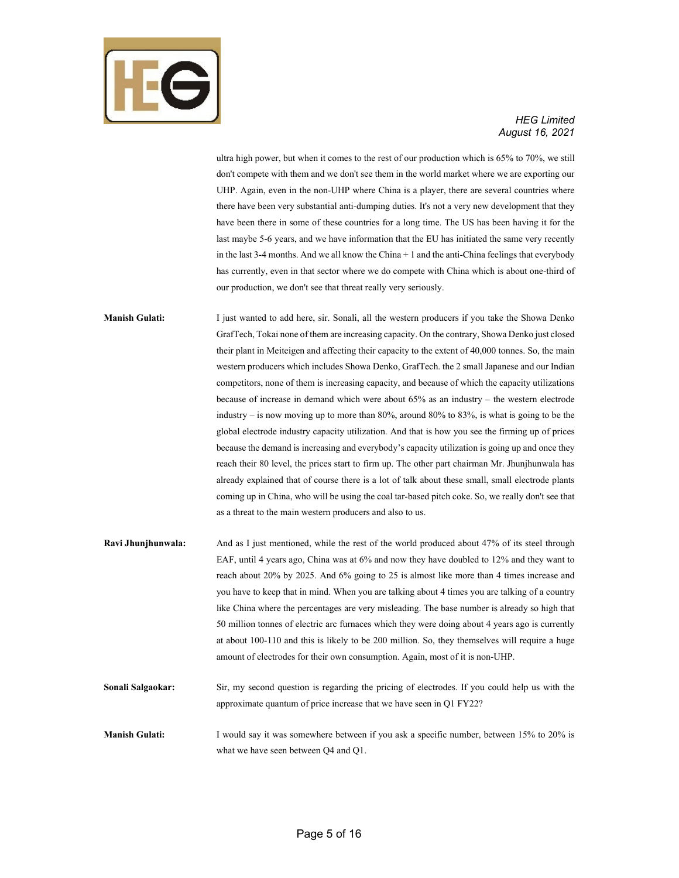ultra high power, but when it comes to the rest of our production which is 65% to 70%, we still don't compete with them and we don't see them in the world market where we are exporting our UHP. Again, even in the non-UHP where China is a player, there are several countries where there have been very substantial anti-dumping duties. It's not a very new development that they have been there in some of these countries for a long time. The US has been having it for the last maybe 5-6 years, and we have information that the EU has initiated the same very recently in the last 3-4 months. And we all know the China + 1 and the anti-China feelings that everybody has currently, even in that sector where we do compete with China which is about one-third of our production, we don't see that threat really very seriously.

**Manish Gulati:** I just wanted to add here, sir. Sonali, all the western producers if you take the Showa Denko GrafTech, Tokai none of them are increasing capacity. On the contrary, Showa Denko just closed their plant in Meiteigen and affecting their capacity to the extent of 40,000 tonnes. So, the main western producers which includes Showa Denko, GrafTech. the 2 small Japanese and our Indian competitors, none of them is increasing capacity, and because of which the capacity utilizations because of increase in demand which were about 65% as an industry – the western electrode industry – is now moving up to more than 80%, around 80% to 83%, is what is going to be the global electrode industry capacity utilization. And that is how you see the firming up of prices because the demand is increasing and everybody's capacity utilization is going up and once they reach their 80 level, the prices start to firm up. The other part chairman Mr. Jhunjhunwala has already explained that of course there is a lot of talk about these small, small electrode plants coming up in China, who will be using the coal tar-based pitch coke. So, we really don't see that as a threat to the main western producers and also to us.

**Ravi Jhunjhunwala:** And as I just mentioned, while the rest of the world produced about 47% of its steel through EAF, until 4 years ago, China was at 6% and now they have doubled to 12% and they want to reach about 20% by 2025. And 6% going to 25 is almost like more than 4 times increase and you have to keep that in mind. When you are talking about 4 times you are talking of a country like China where the percentages are very misleading. The base number is already so high that 50 million tonnes of electric arc furnaces which they were doing about 4 years ago is currently at about 100-110 and this is likely to be 200 million. So, they themselves will require a huge amount of electrodes for their own consumption. Again, most of it is non-UHP.

**Sonali Salgaokar:** Sir, my second question is regarding the pricing of electrodes. If you could help us with the approximate quantum of price increase that we have seen in Q1 FY22?

**Manish Gulati:** I would say it was somewhere between if you ask a specific number, between 15% to 20% is what we have seen between Q4 and Q1.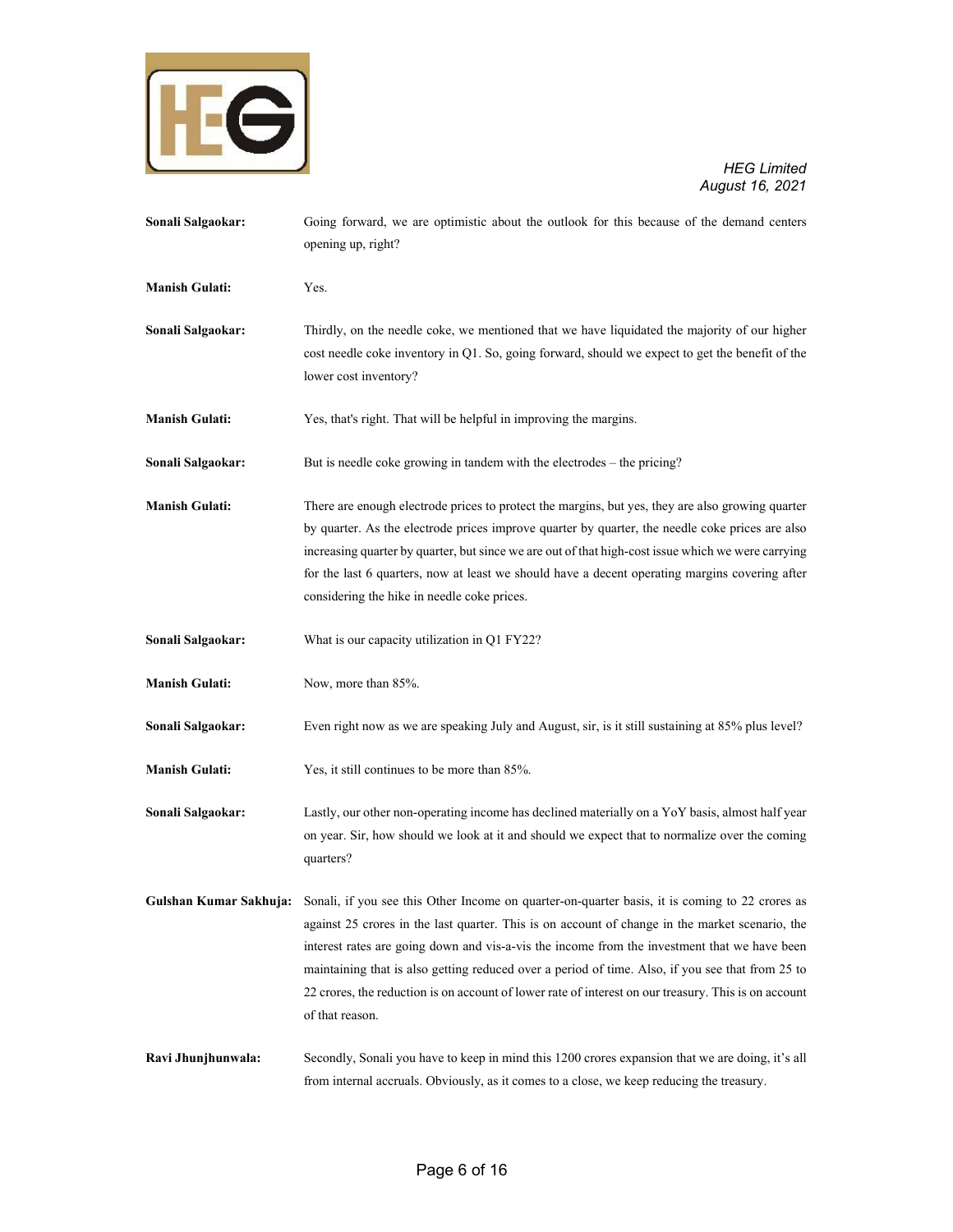**Sonali Salgaokar:** Going forward, we are optimistic about the outlook for this because of the demand centers opening up, right?

**Manish Gulati:** Yes.

**Sonali Salgaokar:** Thirdly, on the needle coke, we mentioned that we have liquidated the majority of our higher cost needle coke inventory in Q1. So, going forward, should we expect to get the benefit of the lower cost inventory?

**Manish Gulati:** Yes, that's right. That will be helpful in improving the margins.

**Sonali Salgaokar:** But is needle coke growing in tandem with the electrodes – the pricing?

**Manish Gulati:** There are enough electrode prices to protect the margins, but yes, they are also growing quarter by quarter. As the electrode prices improve quarter by quarter, the needle coke prices are also increasing quarter by quarter, but since we are out of that high-cost issue which we were carrying for the last 6 quarters, now at least we should have a decent operating margins covering after considering the hike in needle coke prices.

**Sonali Salgaokar:** What is our capacity utilization in Q1 FY22?

**Manish Gulati:** Now, more than 85%.

**Sonali Salgaokar:** Even right now as we are speaking July and August, sir, is it still sustaining at 85% plus level?

**Manish Gulati:** Yes, it still continues to be more than 85%.

**Sonali Salgaokar:** Lastly, our other non-operating income has declined materially on a YoY basis, almost half year on year. Sir, how should we look at it and should we expect that to normalize over the coming quarters?

**Gulshan Kumar Sakhuja:** Sonali, if you see this Other Income on quarter-on-quarter basis, it is coming to 22 crores as against 25 crores in the last quarter. This is on account of change in the market scenario, the interest rates are going down and vis-a-vis the income from the investment that we have been maintaining that is also getting reduced over a period of time. Also, if you see that from 25 to 22 crores, the reduction is on account of lower rate of interest on our treasury. This is on account of that reason.

**Ravi Jhunjhunwala:** Secondly, Sonali you have to keep in mind this 1200 crores expansion that we are doing, it's all from internal accruals. Obviously, as it comes to a close, we keep reducing the treasury.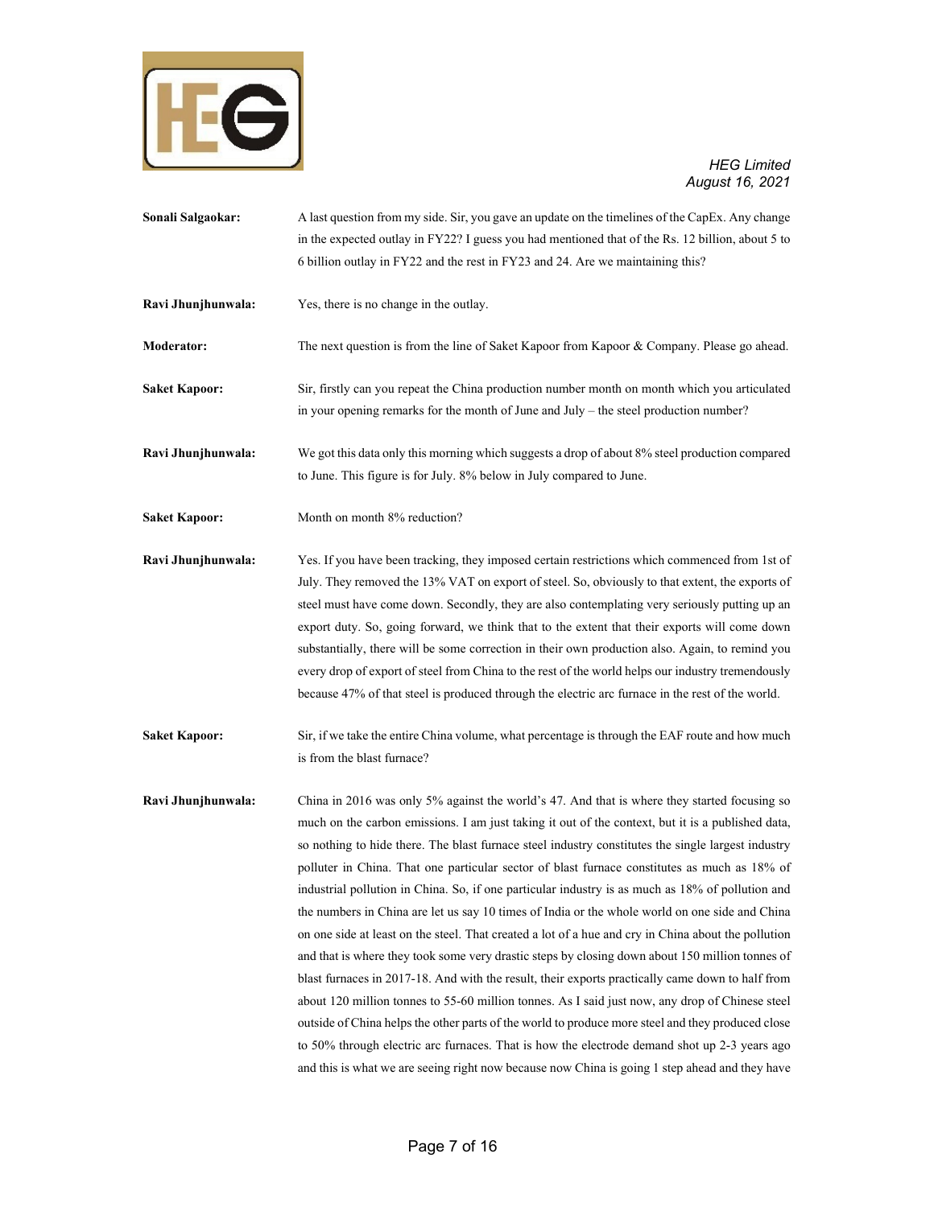**Sonali Salgaokar:** A last question from my side. Sir, you gave an update on the timelines of the CapEx. Any change in the expected outlay in FY22? I guess you had mentioned that of the Rs. 12 billion, about 5 to 6 billion outlay in FY22 and the rest in FY23 and 24. Are we maintaining this?

**Ravi Jhunjhunwala:** Yes, there is no change in the outlay.

**Moderator:** The next question is from the line of Saket Kapoor from Kapoor & Company. Please go ahead.

**Saket Kapoor:** Sir, firstly can you repeat the China production number month on month which you articulated in your opening remarks for the month of June and July – the steel production number?

**Ravi Jhunjhunwala:** We got this data only this morning which suggests a drop of about 8% steel production compared to June. This figure is for July. 8% below in July compared to June.

**Saket Kapoor:** Month on month 8% reduction?

**Ravi Jhunjhunwala:** Yes. If you have been tracking, they imposed certain restrictions which commenced from 1st of July. They removed the 13% VAT on export of steel. So, obviously to that extent, the exports of steel must have come down. Secondly, they are also contemplating very seriously putting up an export duty. So, going forward, we think that to the extent that their exports will come down substantially, there will be some correction in their own production also. Again, to remind you every drop of export of steel from China to the rest of the world helps our industry tremendously because 47% of that steel is produced through the electric arc furnace in the rest of the world.

**Saket Kapoor:** Sir, if we take the entire China volume, what percentage is through the EAF route and how much is from the blast furnace?

**Ravi Jhunjhunwala:** China in 2016 was only 5% against the world's 47. And that is where they started focusing so much on the carbon emissions. I am just taking it out of the context, but it is a published data, so nothing to hide there. The blast furnace steel industry constitutes the single largest industry polluter in China. That one particular sector of blast furnace constitutes as much as 18% of industrial pollution in China. So, if one particular industry is as much as 18% of pollution and the numbers in China are let us say 10 times of India or the whole world on one side and China on one side at least on the steel. That created a lot of a hue and cry in China about the pollution and that is where they took some very drastic steps by closing down about 150 million tonnes of blast furnaces in 2017-18. And with the result, their exports practically came down to half from about 120 million tonnes to 55-60 million tonnes. As I said just now, any drop of Chinese steel outside of China helps the other parts of the world to produce more steel and they produced close to 50% through electric arc furnaces. That is how the electrode demand shot up 2-3 years ago and this is what we are seeing right now because now China is going 1 step ahead and they have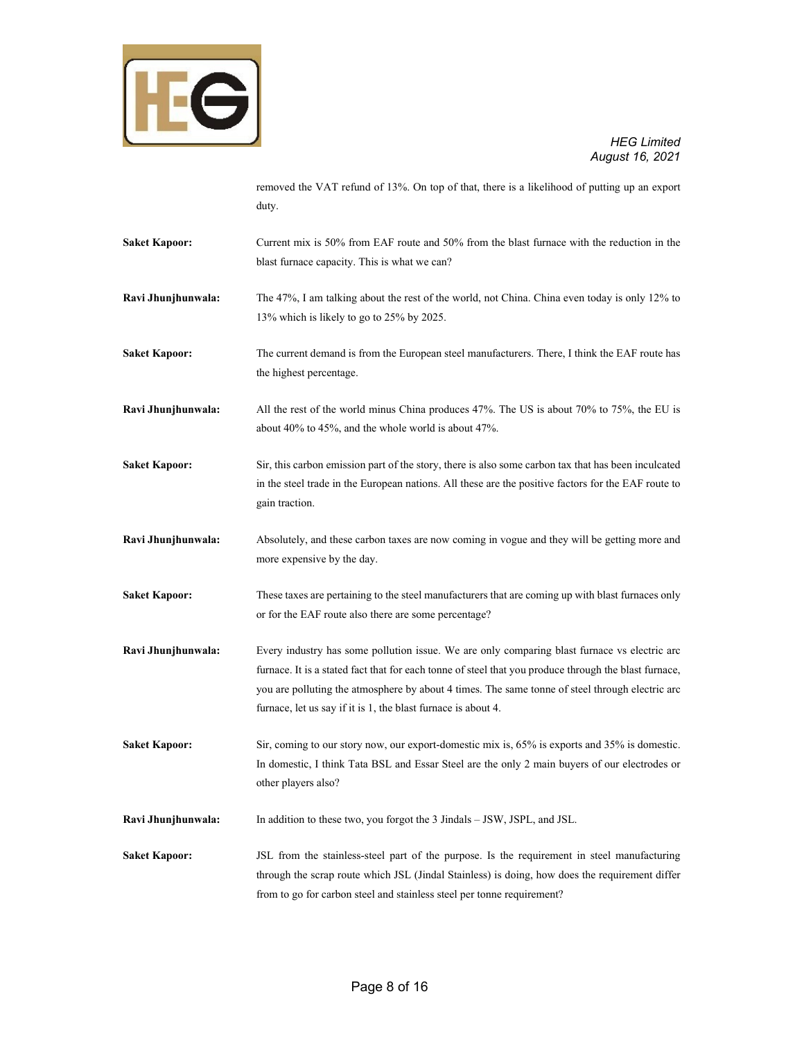removed the VAT refund of 13%. On top of that, there is a likelihood of putting up an export duty.

**Saket Kapoor:** Current mix is 50% from EAF route and 50% from the blast furnace with the reduction in the blast furnace capacity. This is what we can?

**Ravi Jhunjhunwala:** The 47%, I am talking about the rest of the world, not China. China even today is only 12% to 13% which is likely to go to 25% by 2025.

**Saket Kapoor:** The current demand is from the European steel manufacturers. There, I think the EAF route has the highest percentage.

**Ravi Jhunjhunwala:** All the rest of the world minus China produces 47%. The US is about 70% to 75%, the EU is about 40% to 45%, and the whole world is about 47%.

**Saket Kapoor:** Sir, this carbon emission part of the story, there is also some carbon tax that has been inculcated in the steel trade in the European nations. All these are the positive factors for the EAF route to gain traction.

**Ravi Jhunjhunwala:** Absolutely, and these carbon taxes are now coming in vogue and they will be getting more and more expensive by the day.

**Saket Kapoor:** These taxes are pertaining to the steel manufacturers that are coming up with blast furnaces only or for the EAF route also there are some percentage?

**Ravi Jhunjhunwala:** Every industry has some pollution issue. We are only comparing blast furnace vs electric arc furnace. It is a stated fact that for each tonne of steel that you produce through the blast furnace, you are polluting the atmosphere by about 4 times. The same tonne of steel through electric arc furnace, let us say if it is 1, the blast furnace is about 4.

**Saket Kapoor:** Sir, coming to our story now, our export-domestic mix is, 65% is exports and 35% is domestic. In domestic, I think Tata BSL and Essar Steel are the only 2 main buyers of our electrodes or other players also?

**Ravi Jhunjhunwala:** In addition to these two, you forgot the 3 Jindals – JSW, JSPL, and JSL.

**Saket Kapoor:** JSL from the stainless-steel part of the purpose. Is the requirement in steel manufacturing through the scrap route which JSL (Jindal Stainless) is doing, how does the requirement differ from to go for carbon steel and stainless steel per tonne requirement?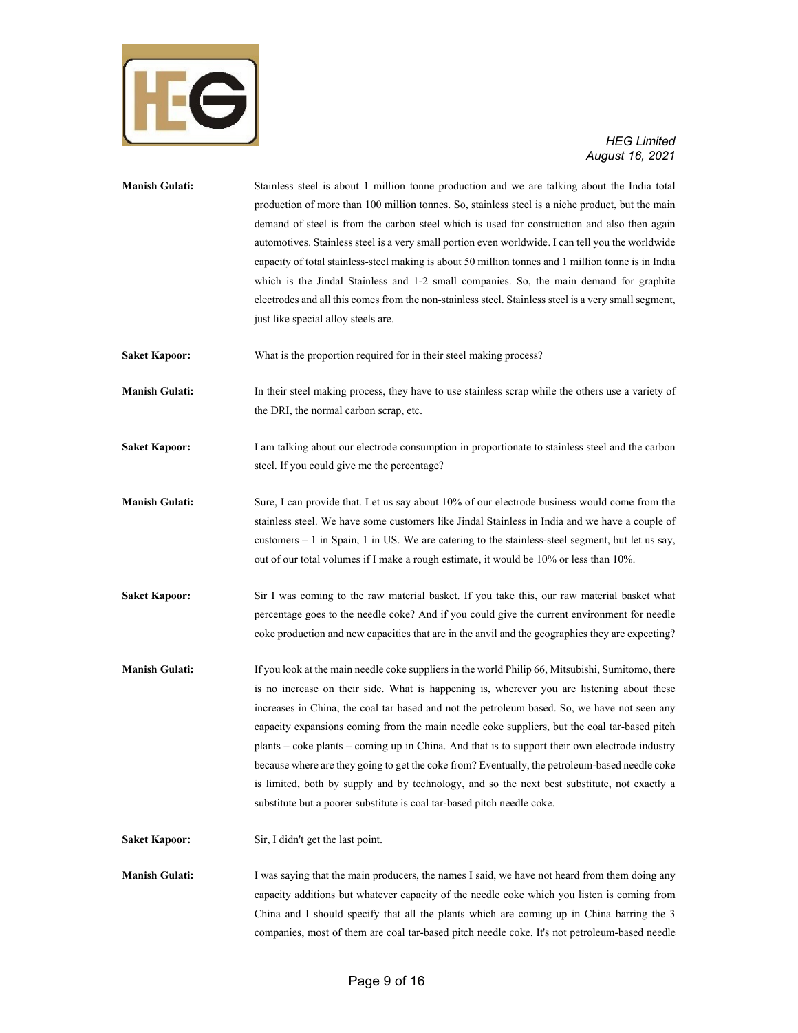**Manish Gulati:** Stainless steel is about 1 million tonne production and we are talking about the India total production of more than 100 million tonnes. So, stainless steel is a niche product, but the main demand of steel is from the carbon steel which is used for construction and also then again automotives. Stainless steel is a very small portion even worldwide. I can tell you the worldwide capacity of total stainless-steel making is about 50 million tonnes and 1 million tonne is in India which is the Jindal Stainless and 1-2 small companies. So, the main demand for graphite electrodes and all this comes from the non-stainless steel. Stainless steel is a very small segment, just like special alloy steels are.

**Saket Kapoor:** What is the proportion required for in their steel making process?

**Manish Gulati:** In their steel making process, they have to use stainless scrap while the others use a variety of the DRI, the normal carbon scrap, etc.

**Saket Kapoor:** I am talking about our electrode consumption in proportionate to stainless steel and the carbon steel. If you could give me the percentage?

**Manish Gulati:** Sure, I can provide that. Let us say about 10% of our electrode business would come from the stainless steel. We have some customers like Jindal Stainless in India and we have a couple of customers – 1 in Spain, 1 in US. We are catering to the stainless-steel segment, but let us say, out of our total volumes if I make a rough estimate, it would be 10% or less than 10%.

**Saket Kapoor:** Sir I was coming to the raw material basket. If you take this, our raw material basket what percentage goes to the needle coke? And if you could give the current environment for needle coke production and new capacities that are in the anvil and the geographies they are expecting?

**Manish Gulati:** If you look at the main needle coke suppliers in the world Philip 66, Mitsubishi, Sumitomo, there is no increase on their side. What is happening is, wherever you are listening about these increases in China, the coal tar based and not the petroleum based. So, we have not seen any capacity expansions coming from the main needle coke suppliers, but the coal tar-based pitch plants – coke plants – coming up in China. And that is to support their own electrode industry because where are they going to get the coke from? Eventually, the petroleum-based needle coke is limited, both by supply and by technology, and so the next best substitute, not exactly a substitute but a poorer substitute is coal tar-based pitch needle coke.

**Saket Kapoor:** Sir, I didn't get the last point.

**Manish Gulati:** I was saying that the main producers, the names I said, we have not heard from them doing any capacity additions but whatever capacity of the needle coke which you listen is coming from China and I should specify that all the plants which are coming up in China barring the 3 companies, most of them are coal tar-based pitch needle coke. It's not petroleum-based needle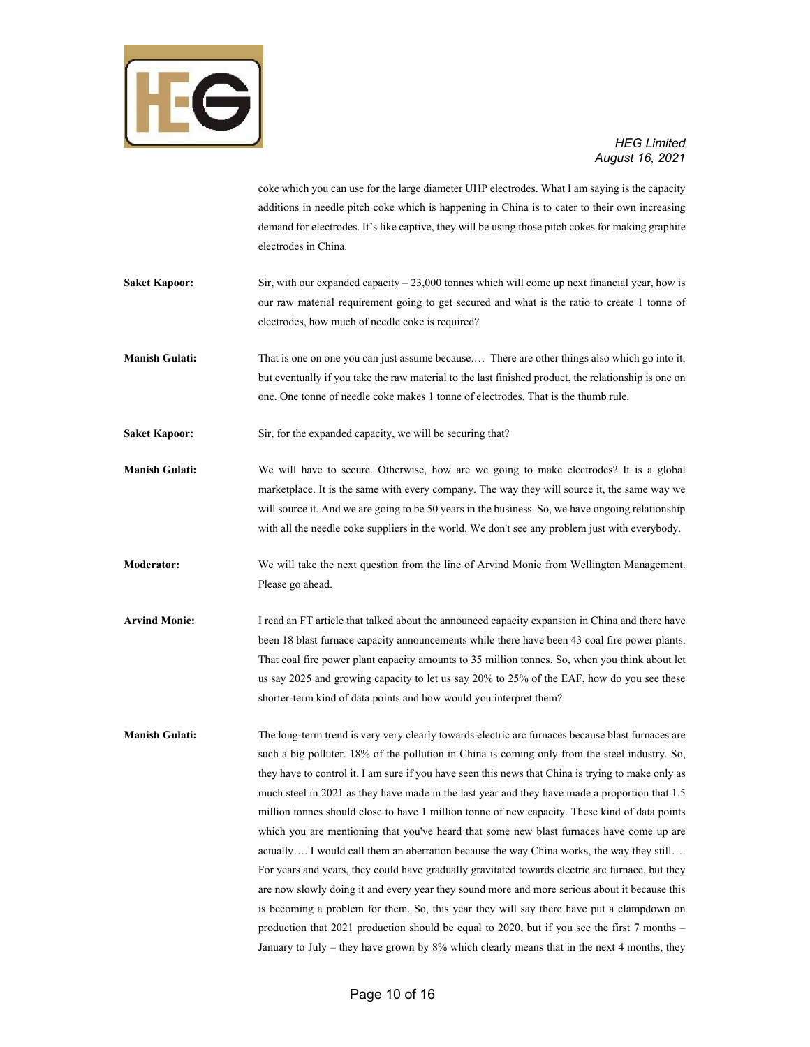coke which you can use for the large diameter UHP electrodes. What I am saying is the capacity additions in needle pitch coke which is happening in China is to cater to their own increasing demand for electrodes. It's like captive, they will be using those pitch cokes for making graphite electrodes in China.

**Saket Kapoor:** Sir, with our expanded capacity – 23,000 tonnes which will come up next financial year, how is our raw material requirement going to get secured and what is the ratio to create 1 tonne of electrodes, how much of needle coke is required?

**Manish Gulati:** That is one on one you can just assume because.… There are other things also which go into it, but eventually if you take the raw material to the last finished product, the relationship is one on one. One tonne of needle coke makes 1 tonne of electrodes. That is the thumb rule.

**Saket Kapoor:** Sir, for the expanded capacity, we will be securing that?

**Manish Gulati:** We will have to secure. Otherwise, how are we going to make electrodes? It is a global marketplace. It is the same with every company. The way they will source it, the same way we will source it. And we are going to be 50 years in the business. So, we have ongoing relationship with all the needle coke suppliers in the world. We don't see any problem just with everybody.

**Moderator:** We will take the next question from the line of Arvind Monie from Wellington Management. Please go ahead.

**Arvind Monie:** I read an FT article that talked about the announced capacity expansion in China and there have been 18 blast furnace capacity announcements while there have been 43 coal fire power plants. That coal fire power plant capacity amounts to 35 million tonnes. So, when you think about let us say 2025 and growing capacity to let us say 20% to 25% of the EAF, how do you see these shorter-term kind of data points and how would you interpret them?

**Manish Gulati:** The long-term trend is very very clearly towards electric arc furnaces because blast furnaces are such a big polluter. 18% of the pollution in China is coming only from the steel industry. So, they have to control it. I am sure if you have seen this news that China is trying to make only as much steel in 2021 as they have made in the last year and they have made a proportion that 1.5 million tonnes should close to have 1 million tonne of new capacity. These kind of data points which you are mentioning that you've heard that some new blast furnaces have come up are actually…. I would call them an aberration because the way China works, the way they still…. For years and years, they could have gradually gravitated towards electric arc furnace, but they are now slowly doing it and every year they sound more and more serious about it because this is becoming a problem for them. So, this year they will say there have put a clampdown on production that 2021 production should be equal to 2020, but if you see the first 7 months – January to July – they have grown by 8% which clearly means that in the next 4 months, they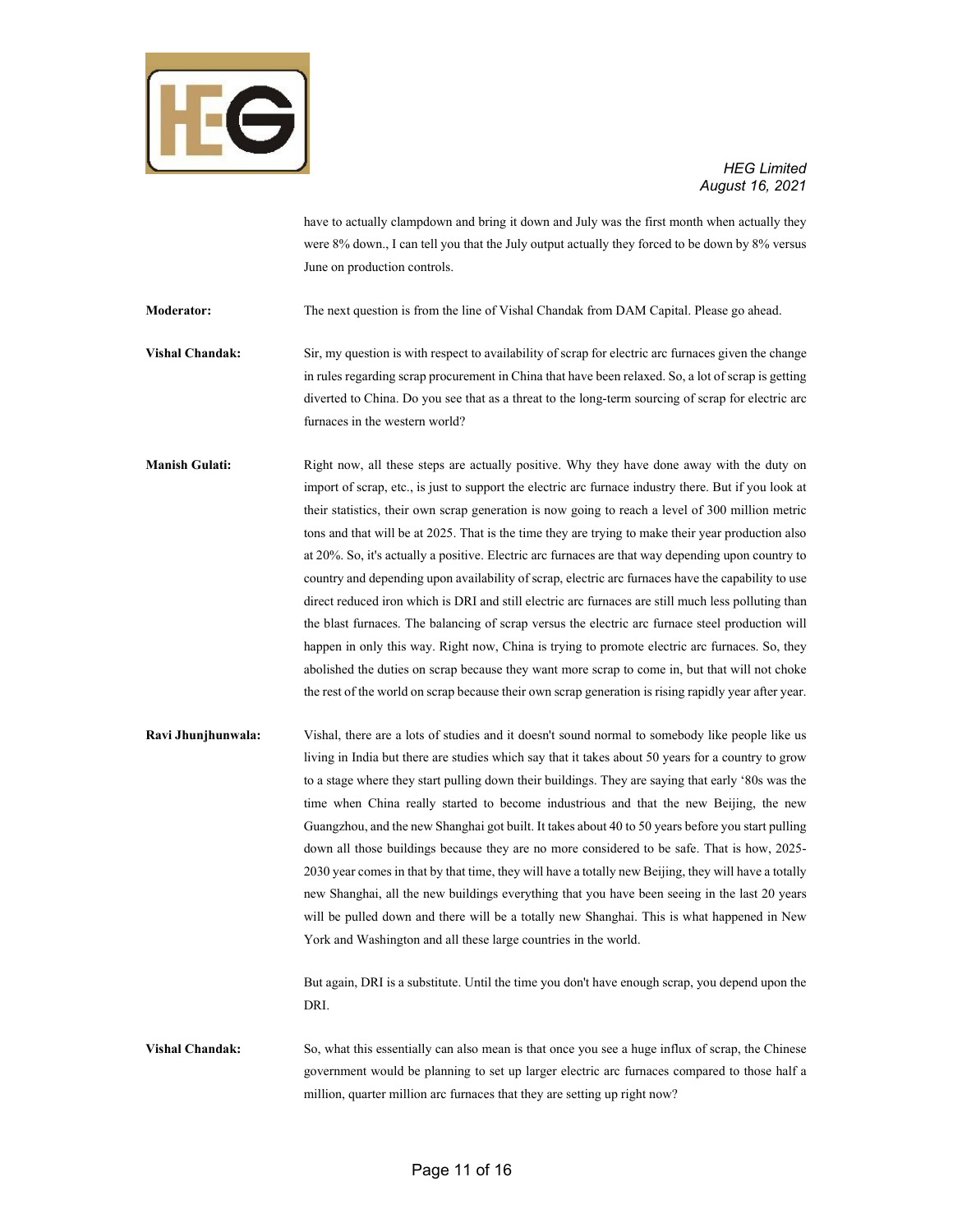have to actually clampdown and bring it down and July was the first month when actually they were 8% down., I can tell you that the July output actually they forced to be down by 8% versus June on production controls.

**Moderator:** The next question is from the line of Vishal Chandak from DAM Capital. Please go ahead.

**Vishal Chandak:** Sir, my question is with respect to availability of scrap for electric arc furnaces given the change in rules regarding scrap procurement in China that have been relaxed. So, a lot of scrap is getting diverted to China. Do you see that as a threat to the long-term sourcing of scrap for electric arc furnaces in the western world?

**Manish Gulati:** Right now, all these steps are actually positive. Why they have done away with the duty on import of scrap, etc., is just to support the electric arc furnace industry there. But if you look at their statistics, their own scrap generation is now going to reach a level of 300 million metric tons and that will be at 2025. That is the time they are trying to make their year production also at 20%. So, it's actually a positive. Electric arc furnaces are that way depending upon country to country and depending upon availability of scrap, electric arc furnaces have the capability to use direct reduced iron which is DRI and still electric arc furnaces are still much less polluting than the blast furnaces. The balancing of scrap versus the electric arc furnace steel production will happen in only this way. Right now, China is trying to promote electric arc furnaces. So, they abolished the duties on scrap because they want more scrap to come in, but that will not choke the rest of the world on scrap because their own scrap generation is rising rapidly year after year.

**Ravi Jhunjhunwala:** Vishal, there are a lots of studies and it doesn't sound normal to somebody like people like us living in India but there are studies which say that it takes about 50 years for a country to grow to a stage where they start pulling down their buildings. They are saying that early '80s was the time when China really started to become industrious and that the new Beijing, the new Guangzhou, and the new Shanghai got built. It takes about 40 to 50 years before you start pulling down all those buildings because they are no more considered to be safe. That is how, 2025-2030 year comes in that by that time, they will have a totally new Beijing, they will have a totally new Shanghai, all the new buildings everything that you have been seeing in the last 20 years will be pulled down and there will be a totally new Shanghai. This is what happened in New York and Washington and all these large countries in the world.

But again, DRI is a substitute. Until the time you don't have enough scrap, you depend upon the DRI.

**Vishal Chandak:** So, what this essentially can also mean is that once you see a huge influx of scrap, the Chinese government would be planning to set up larger electric arc furnaces compared to those half a million, quarter million arc furnaces that they are setting up right now?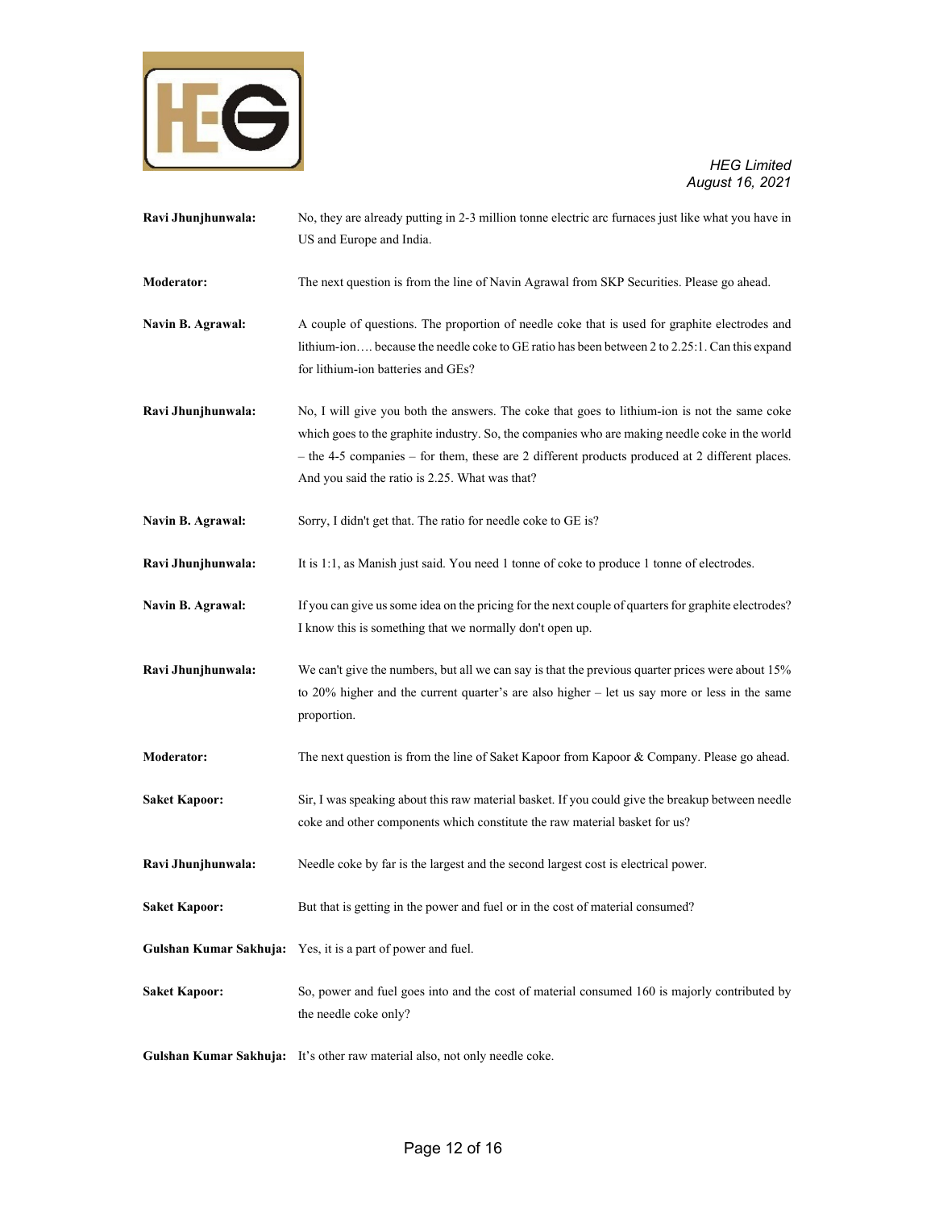**Ravi Jhunjhunwala:** No, they are already putting in 2-3 million tonne electric arc furnaces just like what you have in US and Europe and India.

**Moderator:** The next question is from the line of Navin Agrawal from SKP Securities. Please go ahead.

**Navin B. Agrawal:** A couple of questions. The proportion of needle coke that is used for graphite electrodes and lithium-ion…. because the needle coke to GE ratio has been between 2 to 2.25:1. Can this expand for lithium-ion batteries and GEs?

**Ravi Jhunjhunwala:** No, I will give you both the answers. The coke that goes to lithium-ion is not the same coke which goes to the graphite industry. So, the companies who are making needle coke in the world – the 4-5 companies – for them, these are 2 different products produced at 2 different places. And you said the ratio is 2.25. What was that?

**Navin B. Agrawal:** Sorry, I didn't get that. The ratio for needle coke to GE is?

**Ravi Jhunjhunwala:** It is 1:1, as Manish just said. You need 1 tonne of coke to produce 1 tonne of electrodes.

**Navin B. Agrawal:** If you can give us some idea on the pricing for the next couple of quarters for graphite electrodes? I know this is something that we normally don't open up.

**Ravi Jhunjhunwala:** We can't give the numbers, but all we can say is that the previous quarter prices were about 15% to 20% higher and the current quarter's are also higher – let us say more or less in the same proportion.

**Moderator:** The next question is from the line of Saket Kapoor from Kapoor & Company. Please go ahead.

**Saket Kapoor:** Sir, I was speaking about this raw material basket. If you could give the breakup between needle coke and other components which constitute the raw material basket for us?

**Ravi Jhunjhunwala:** Needle coke by far is the largest and the second largest cost is electrical power.

**Saket Kapoor:** But that is getting in the power and fuel or in the cost of material consumed?

**Gulshan Kumar Sakhuja:** Yes, it is a part of power and fuel.

**Saket Kapoor:** So, power and fuel goes into and the cost of material consumed 160 is majorly contributed by the needle coke only?

**Gulshan Kumar Sakhuja:** It's other raw material also, not only needle coke.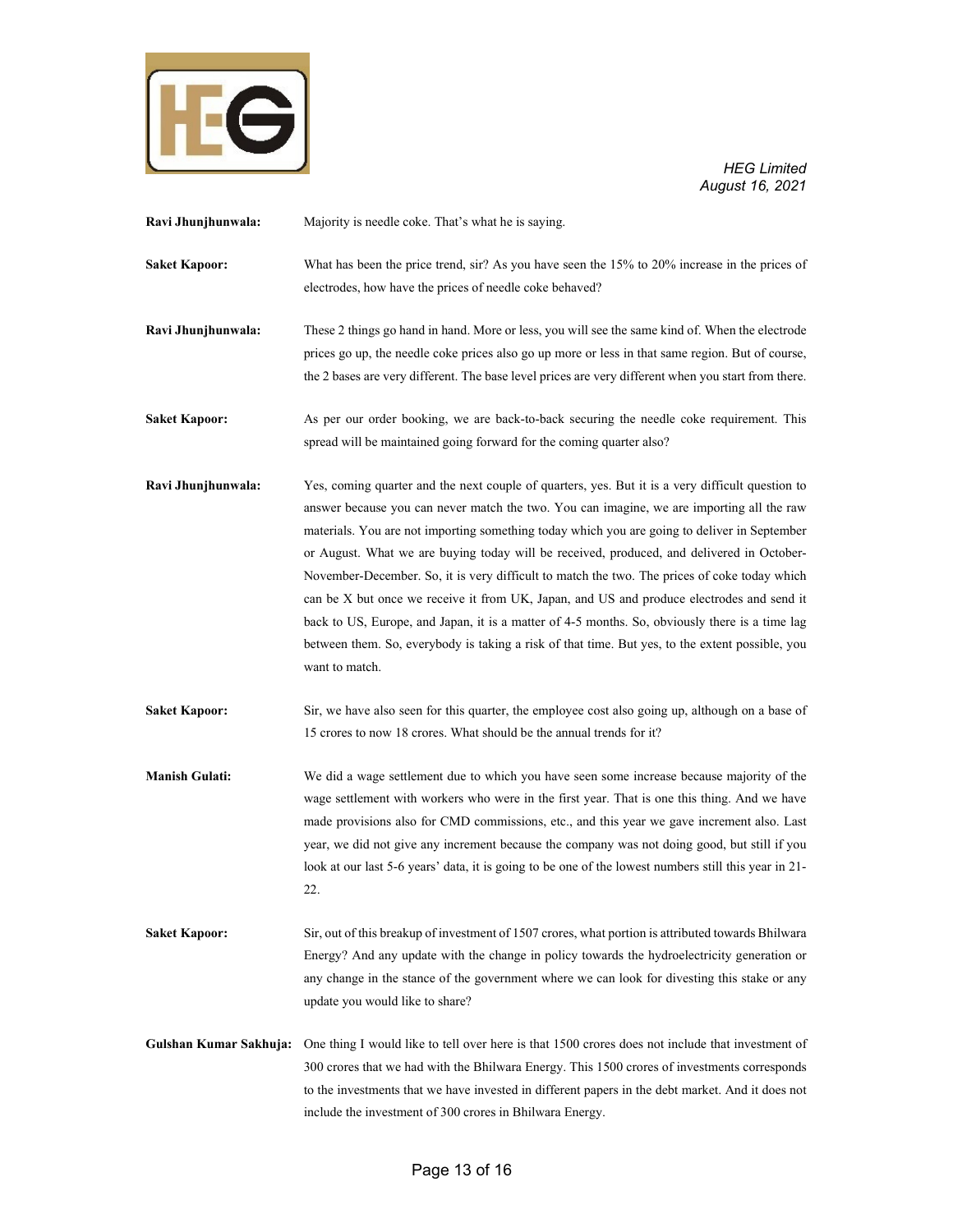**Ravi Jhunjhunwala:** Majority is needle coke. That's what he is saying.

**Saket Kapoor:** What has been the price trend, sir? As you have seen the 15% to 20% increase in the prices of electrodes, how have the prices of needle coke behaved?

**Ravi Jhunjhunwala:** These 2 things go hand in hand. More or less, you will see the same kind of. When the electrode prices go up, the needle coke prices also go up more or less in that same region. But of course, the 2 bases are very different. The base level prices are very different when you start from there.

**Saket Kapoor:** As per our order booking, we are back-to-back securing the needle coke requirement. This spread will be maintained going forward for the coming quarter also?

**Ravi Jhunjhunwala:** Yes, coming quarter and the next couple of quarters, yes. But it is a very difficult question to answer because you can never match the two. You can imagine, we are importing all the raw materials. You are not importing something today which you are going to deliver in September or August. What we are buying today will be received, produced, and delivered in October-November-December. So, it is very difficult to match the two. The prices of coke today which can be X but once we receive it from UK, Japan, and US and produce electrodes and send it back to US, Europe, and Japan, it is a matter of 4-5 months. So, obviously there is a time lag between them. So, everybody is taking a risk of that time. But yes, to the extent possible, you want to match.

**Saket Kapoor:** Sir, we have also seen for this quarter, the employee cost also going up, although on a base of 15 crores to now 18 crores. What should be the annual trends for it?

**Manish Gulati:** We did a wage settlement due to which you have seen some increase because majority of the wage settlement with workers who were in the first year. That is one this thing. And we have made provisions also for CMD commissions, etc., and this year we gave increment also. Last year, we did not give any increment because the company was not doing good, but still if you look at our last 5-6 years' data, it is going to be one of the lowest numbers still this year in 21-22.

**Saket Kapoor:** Sir, out of this breakup of investment of 1507 crores, what portion is attributed towards Bhilwara Energy? And any update with the change in policy towards the hydroelectricity generation or any change in the stance of the government where we can look for divesting this stake or any update you would like to share?

**Gulshan Kumar Sakhuja:** One thing I would like to tell over here is that 1500 crores does not include that investment of 300 crores that we had with the Bhilwara Energy. This 1500 crores of investments corresponds to the investments that we have invested in different papers in the debt market. And it does not include the investment of 300 crores in Bhilwara Energy.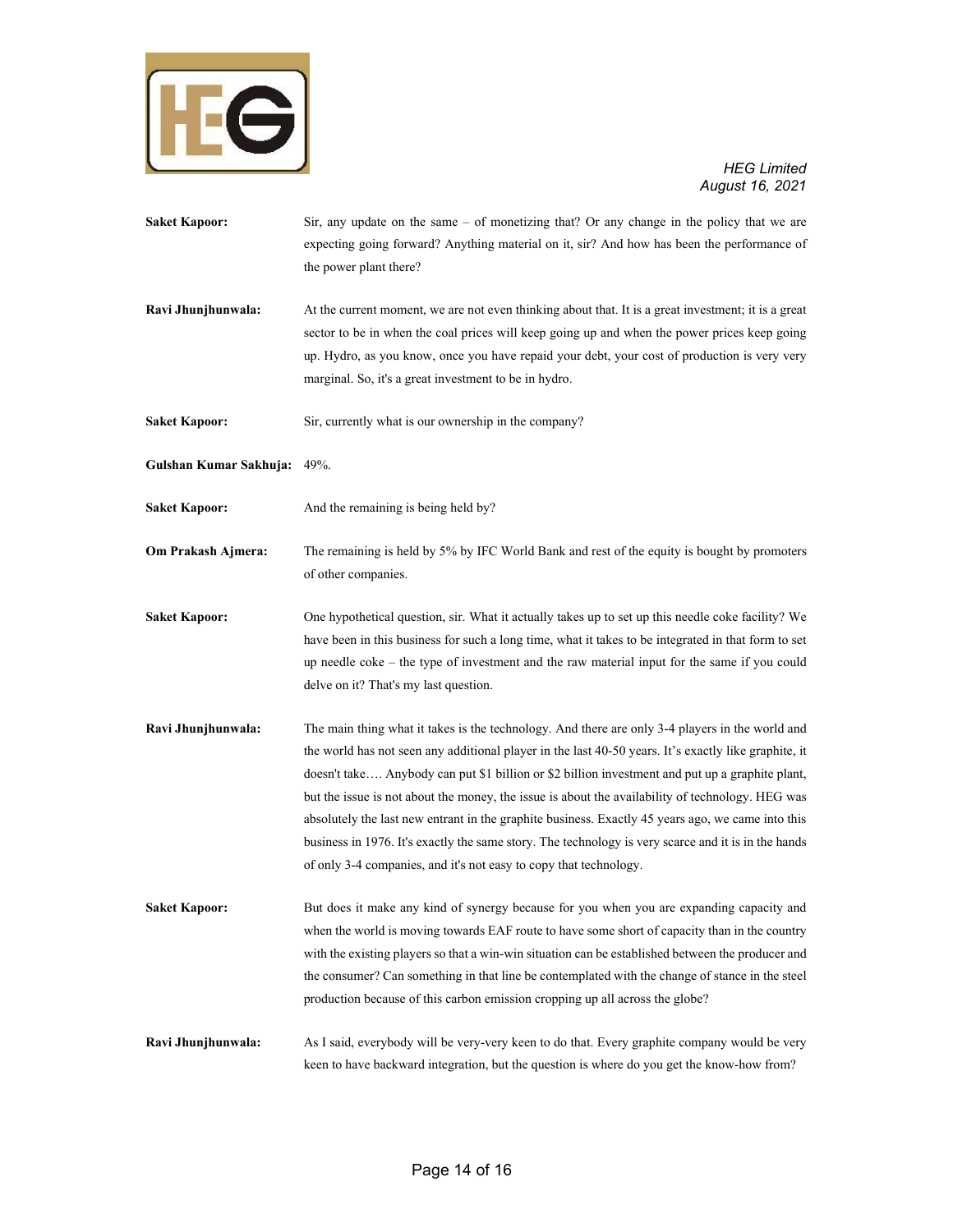**Saket Kapoor:** Sir, any update on the same – of monetizing that? Or any change in the policy that we are expecting going forward? Anything material on it, sir? And how has been the performance of the power plant there?

**Ravi Jhunjhunwala:** At the current moment, we are not even thinking about that. It is a great investment; it is a great sector to be in when the coal prices will keep going up and when the power prices keep going up. Hydro, as you know, once you have repaid your debt, your cost of production is very very marginal. So, it's a great investment to be in hydro.

**Saket Kapoor:** Sir, currently what is our ownership in the company?

**Gulshan Kumar Sakhuja:** 49%.

**Saket Kapoor:** And the remaining is being held by?

**Om Prakash Ajmera:** The remaining is held by 5% by IFC World Bank and rest of the equity is bought by promoters of other companies.

**Saket Kapoor:** One hypothetical question, sir. What it actually takes up to set up this needle coke facility? We have been in this business for such a long time, what it takes to be integrated in that form to set up needle coke – the type of investment and the raw material input for the same if you could delve on it? That's my last question.

**Ravi Jhunjhunwala:** The main thing what it takes is the technology. And there are only 3-4 players in the world and the world has not seen any additional player in the last 40-50 years. It's exactly like graphite, it doesn't take…. Anybody can put $1 billion or $2 billion investment and put up a graphite plant, but the issue is not about the money, the issue is about the availability of technology. HEG was absolutely the last new entrant in the graphite business. Exactly 45 years ago, we came into this business in 1976. It's exactly the same story. The technology is very scarce and it is in the hands of only 3-4 companies, and it's not easy to copy that technology.

**Saket Kapoor:** But does it make any kind of synergy because for you when you are expanding capacity and when the world is moving towards EAF route to have some short of capacity than in the country with the existing players so that a win-win situation can be established between the producer and the consumer? Can something in that line be contemplated with the change of stance in the steel production because of this carbon emission cropping up all across the globe?

**Ravi Jhunjhunwala:** As I said, everybody will be very-very keen to do that. Every graphite company would be very keen to have backward integration, but the question is where do you get the know-how from?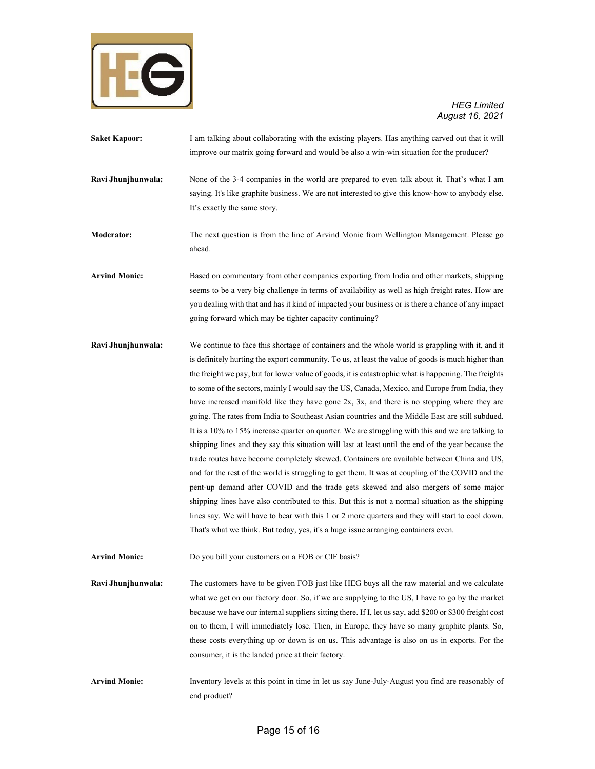**Saket Kapoor:** I am talking about collaborating with the existing players. Has anything carved out that it will improve our matrix going forward and would be also a win-win situation for the producer?

**Ravi Jhunjhunwala:** None of the 3-4 companies in the world are prepared to even talk about it. That's what I am saying. It's like graphite business. We are not interested to give this know-how to anybody else. It's exactly the same story.

**Moderator:** The next question is from the line of Arvind Monie from Wellington Management. Please go ahead.

**Arvind Monie:** Based on commentary from other companies exporting from India and other markets, shipping seems to be a very big challenge in terms of availability as well as high freight rates. How are you dealing with that and has it kind of impacted your business or is there a chance of any impact going forward which may be tighter capacity continuing?

**Ravi Jhunjhunwala:** We continue to face this shortage of containers and the whole world is grappling with it, and it is definitely hurting the export community. To us, at least the value of goods is much higher than the freight we pay, but for lower value of goods, it is catastrophic what is happening. The freights to some of the sectors, mainly I would say the US, Canada, Mexico, and Europe from India, they have increased manifold like they have gone 2x, 3x, and there is no stopping where they are going. The rates from India to Southeast Asian countries and the Middle East are still subdued. It is a 10% to 15% increase quarter on quarter. We are struggling with this and we are talking to shipping lines and they say this situation will last at least until the end of the year because the trade routes have become completely skewed. Containers are available between China and US, and for the rest of the world is struggling to get them. It was at coupling of the COVID and the pent-up demand after COVID and the trade gets skewed and also mergers of some major shipping lines have also contributed to this. But this is not a normal situation as the shipping lines say. We will have to bear with this 1 or 2 more quarters and they will start to cool down. That's what we think. But today, yes, it's a huge issue arranging containers even.

**Arvind Monie:** Do you bill your customers on a FOB or CIF basis?

**Ravi Jhunjhunwala:** The customers have to be given FOB just like HEG buys all the raw material and we calculate what we get on our factory door. So, if we are supplying to the US, I have to go by the market because we have our internal suppliers sitting there. If I, let us say, add $200 or $300 freight cost on to them, I will immediately lose. Then, in Europe, they have so many graphite plants. So, these costs everything up or down is on us. This advantage is also on us in exports. For the consumer, it is the landed price at their factory.

**Arvind Monie:** Inventory levels at this point in time in let us say June-July-August you find are reasonably of end product?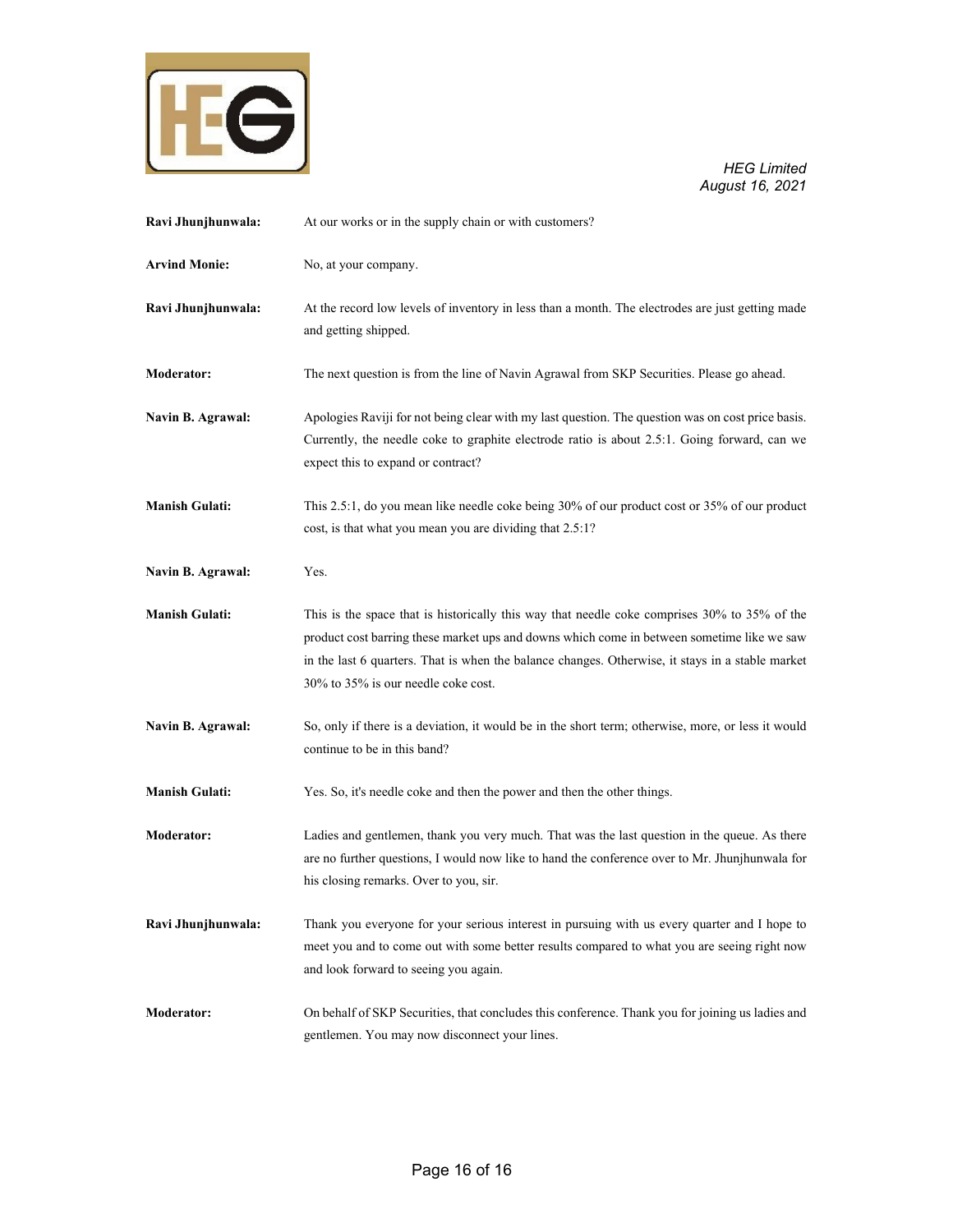**Ravi Jhunjhunwala:** At our works or in the supply chain or with customers?

**Arvind Monie:** No, at your company.

**Ravi Jhunjhunwala:** At the record low levels of inventory in less than a month. The electrodes are just getting made and getting shipped.

**Moderator:** The next question is from the line of Navin Agrawal from SKP Securities. Please go ahead.

**Navin B. Agrawal:** Apologies Raviji for not being clear with my last question. The question was on cost price basis. Currently, the needle coke to graphite electrode ratio is about 2.5:1. Going forward, can we expect this to expand or contract?

**Manish Gulati:** This 2.5:1, do you mean like needle coke being 30% of our product cost or 35% of our product cost, is that what you mean you are dividing that 2.5:1?

**Navin B. Agrawal:** Yes.

**Manish Gulati:** This is the space that is historically this way that needle coke comprises 30% to 35% of the product cost barring these market ups and downs which come in between sometime like we saw in the last 6 quarters. That is when the balance changes. Otherwise, it stays in a stable market 30% to 35% is our needle coke cost.

**Navin B. Agrawal:** So, only if there is a deviation, it would be in the short term; otherwise, more, or less it would continue to be in this band?

**Manish Gulati:** Yes. So, it's needle coke and then the power and then the other things.

**Moderator:** Ladies and gentlemen, thank you very much. That was the last question in the queue. As there are no further questions, I would now like to hand the conference over to Mr. Jhunjhunwala for his closing remarks. Over to you, sir.

**Ravi Jhunjhunwala:** Thank you everyone for your serious interest in pursuing with us every quarter and I hope to meet you and to come out with some better results compared to what you are seeing right now and look forward to seeing you again.

**Moderator:** On behalf of SKP Securities, that concludes this conference. Thank you for joining us ladies and gentlemen. You may now disconnect your lines.